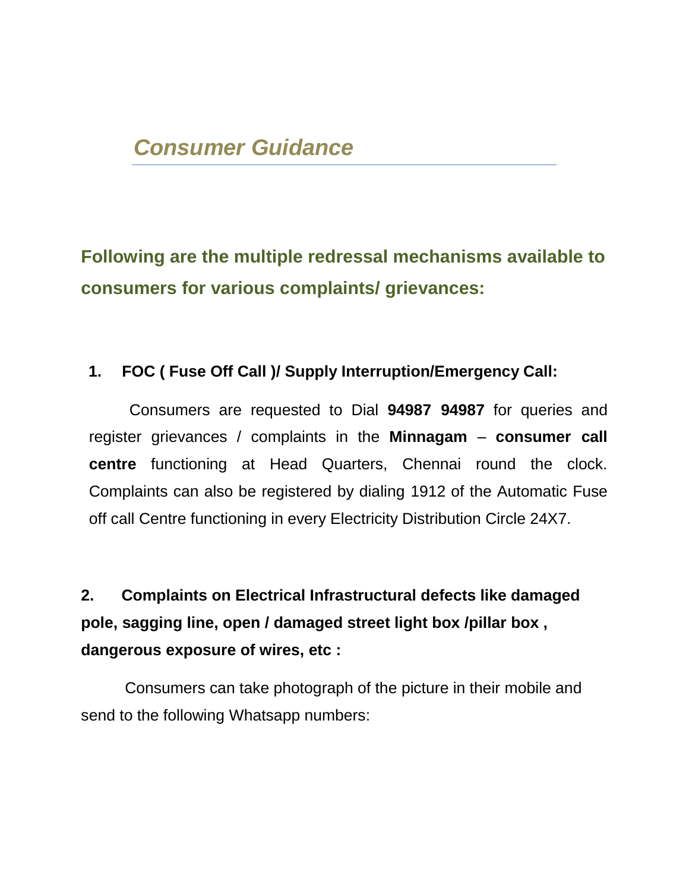# *Consumer Guidance*

## Following are the multiple redressal mechanisms available to consumers for various complaints/ grievances:

### 1. FOC ( Fuse Off Call )/ Supply Interruption/Emergency Call:

Consumers are requested to Dial **94987 94987** for queries and register grievances / complaints in the **Minnagam** – **consumer call centre** functioning at Head Quarters, Chennai round the clock. Complaints can also be registered by dialing 1912 of the Automatic Fuse off call Centre functioning in every Electricity Distribution Circle 24X7.

### 2. Complaints on Electrical Infrastructural defects like damaged pole, sagging line, open / damaged street light box /pillar box , dangerous exposure of wires, etc :

Consumers can take photograph of the picture in their mobile and send to the following Whatsapp numbers: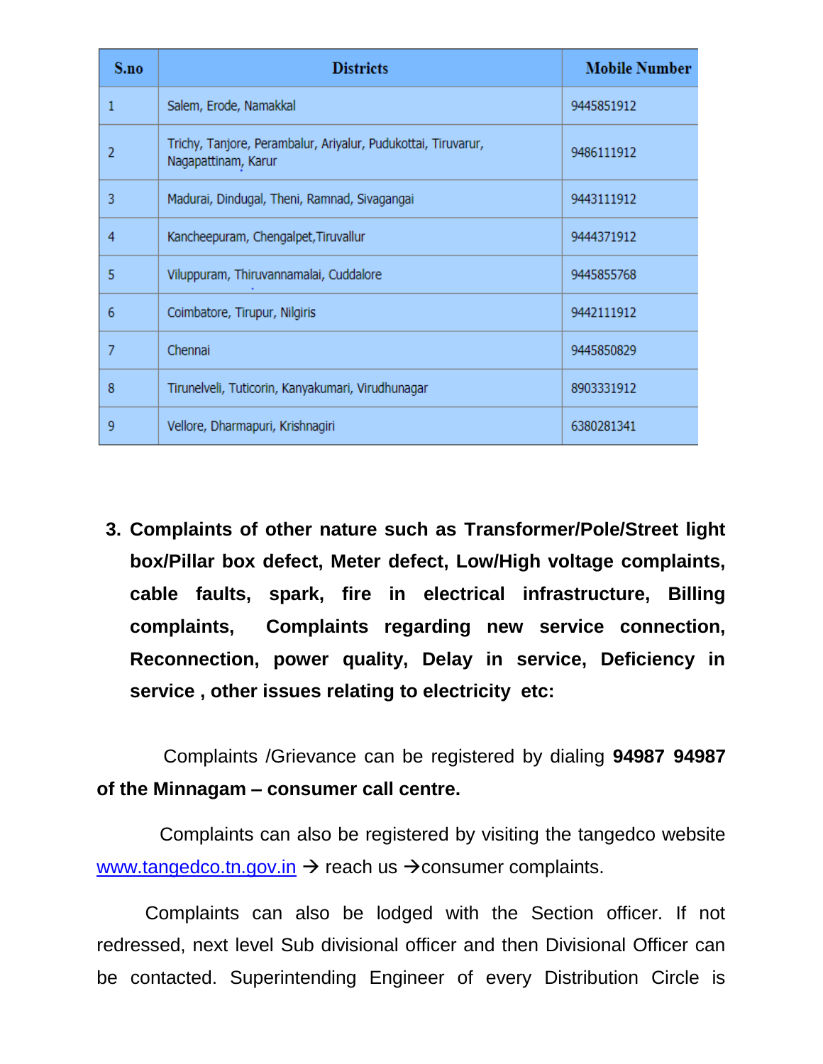| S.no | Districts | Mobile Number |
|---|---|---|
| 1 | Salem, Erode, Namakkal | 9445851912 |
| 2 | Trichy, Tanjore, Perambalur, Ariyalur, Pudukottai, Tiruvarur, Nagapattinam, Karur | 9486111912 |
| 3 | Madurai, Dindugal, Theni, Ramnad, Sivagangai | 9443111912 |
| 4 | Kancheepuram, Chengalpet,Tiruvallur | 9444371912 |
| 5 | Viluppuram, Thiruvannamalai, Cuddalore | 9445855768 |
| 6 | Coimbatore, Tirupur, Nilgiris | 9442111912 |
| 7 | Chennai | 9445850829 |
| 8 | Tirunelveli, Tuticorin, Kanyakumari, Virudhunagar | 8903331912 |
| 9 | Vellore, Dharmapuri, Krishnagiri | 6380281341 |

3. **Complaints of other nature such as Transformer/Pole/Street light box/Pillar box defect, Meter defect, Low/High voltage complaints, cable faults, spark, fire in electrical infrastructure, Billing complaints, Complaints regarding new service connection, Reconnection, power quality, Delay in service, Deficiency in service , other issues relating to electricity etc:**

Complaints /Grievance can be registered by dialing **94987 94987 of the Minnagam – consumer call centre.**

Complaints can also be registered by visiting the tangedco website www.tangedco.tn.gov.in → reach us →consumer complaints.

Complaints can also be lodged with the Section officer. If not redressed, next level Sub divisional officer and then Divisional Officer can be contacted. Superintending Engineer of every Distribution Circle is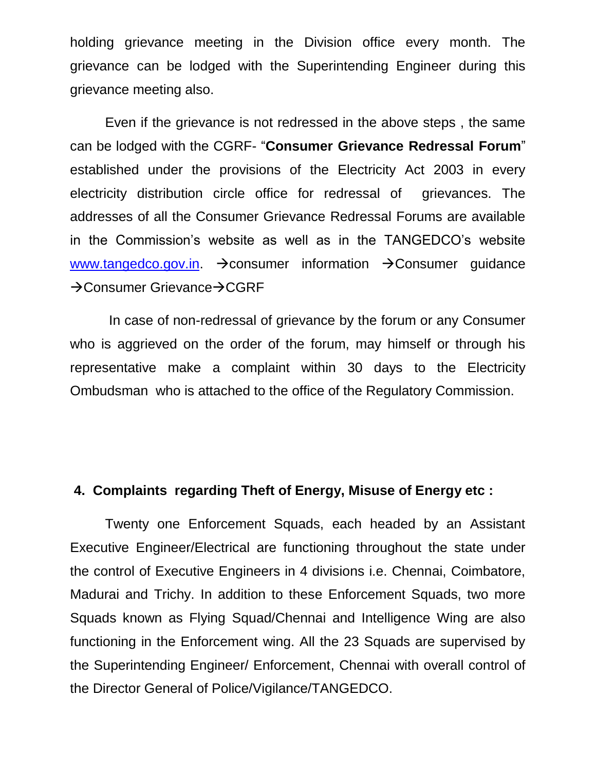holding grievance meeting in the Division office every month. The grievance can be lodged with the Superintending Engineer during this grievance meeting also.

Even if the grievance is not redressed in the above steps , the same can be lodged with the CGRF- "**Consumer Grievance Redressal Forum**" established under the provisions of the Electricity Act 2003 in every electricity distribution circle office for redressal of grievances. The addresses of all the Consumer Grievance Redressal Forums are available in the Commission's website as well as in the TANGEDCO's website [www.tangedco.gov.in](http://www.tangedco.gov.in). →consumer information →Consumer guidance →Consumer Grievance→CGRF

In case of non-redressal of grievance by the forum or any Consumer who is aggrieved on the order of the forum, may himself or through his representative make a complaint within 30 days to the Electricity Ombudsman who is attached to the office of the Regulatory Commission.

**4. Complaints regarding Theft of Energy, Misuse of Energy etc :**

Twenty one Enforcement Squads, each headed by an Assistant Executive Engineer/Electrical are functioning throughout the state under the control of Executive Engineers in 4 divisions i.e. Chennai, Coimbatore, Madurai and Trichy. In addition to these Enforcement Squads, two more Squads known as Flying Squad/Chennai and Intelligence Wing are also functioning in the Enforcement wing. All the 23 Squads are supervised by the Superintending Engineer/ Enforcement, Chennai with overall control of the Director General of Police/Vigilance/TANGEDCO.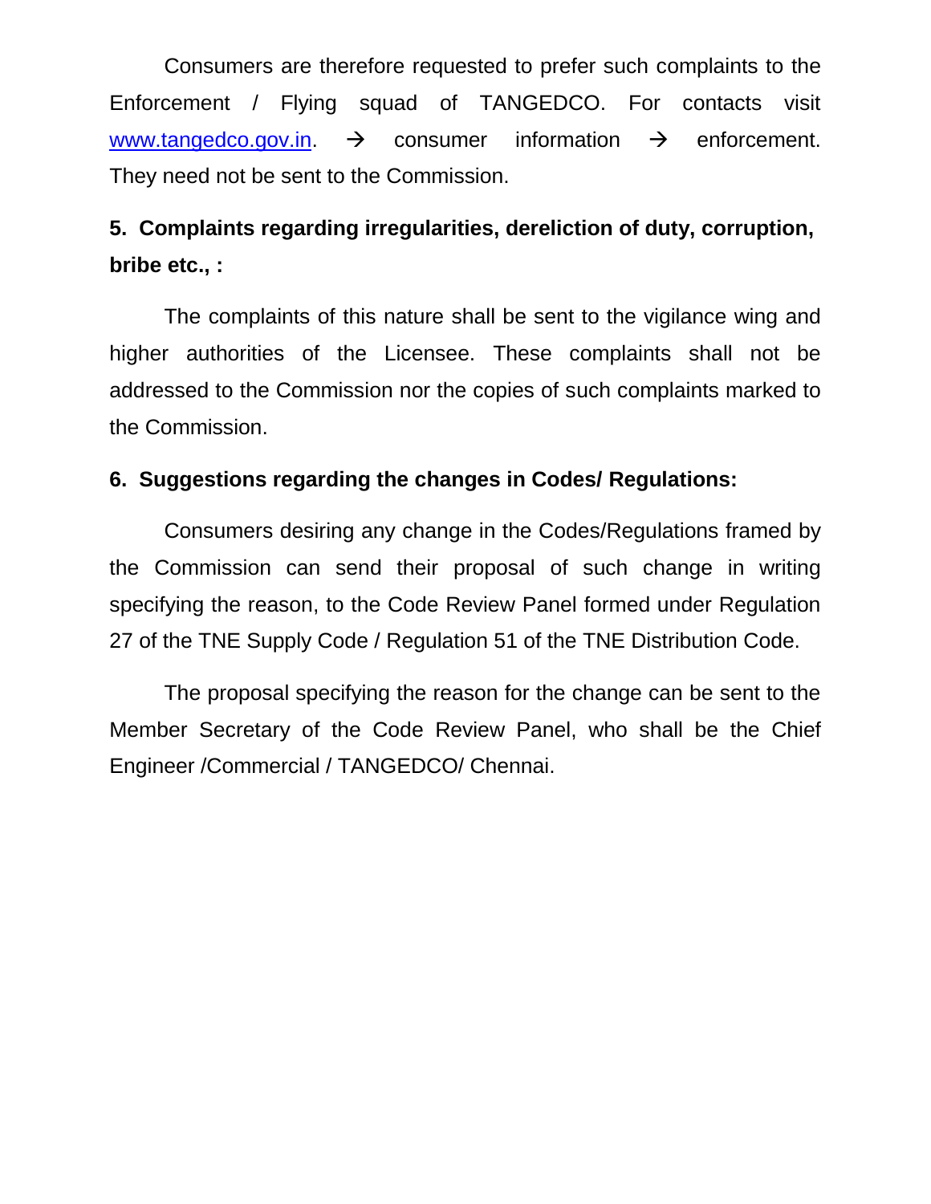Consumers are therefore requested to prefer such complaints to the Enforcement / Flying squad of TANGEDCO. For contacts visit www.tangedco.gov.in. → consumer information → enforcement. They need not be sent to the Commission.

**5. Complaints regarding irregularities, dereliction of duty, corruption, bribe etc., :**

The complaints of this nature shall be sent to the vigilance wing and higher authorities of the Licensee. These complaints shall not be addressed to the Commission nor the copies of such complaints marked to the Commission.

**6. Suggestions regarding the changes in Codes/ Regulations:**

Consumers desiring any change in the Codes/Regulations framed by the Commission can send their proposal of such change in writing specifying the reason, to the Code Review Panel formed under Regulation 27 of the TNE Supply Code / Regulation 51 of the TNE Distribution Code.

The proposal specifying the reason for the change can be sent to the Member Secretary of the Code Review Panel, who shall be the Chief Engineer /Commercial / TANGEDCO/ Chennai.